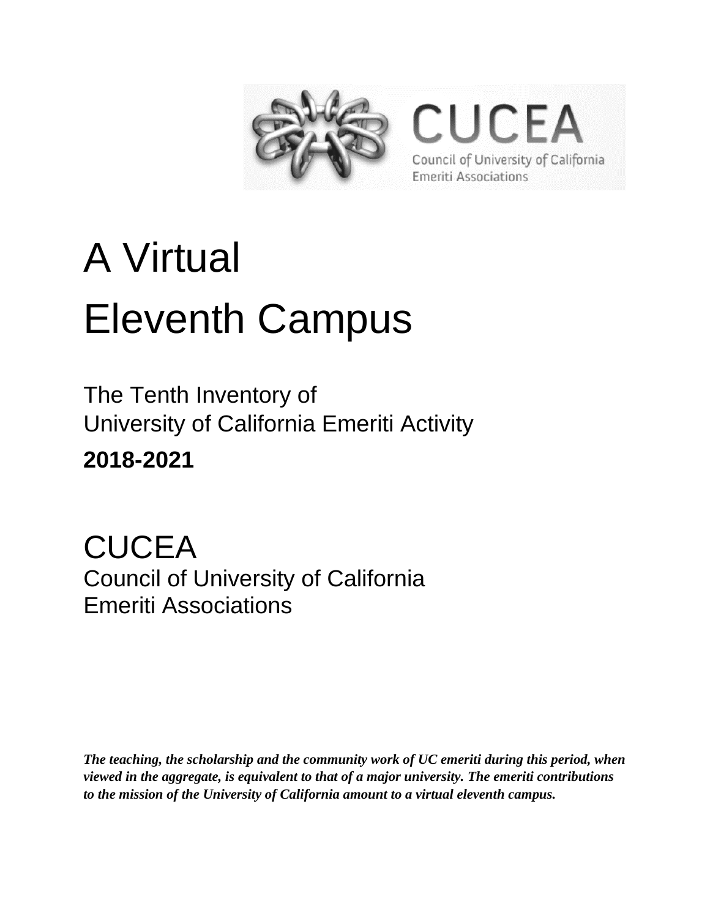# A Virtual Eleventh Campus

## The Tenth Inventory of University of California Emeriti Activity

**2018-2021**

## CUCEA

Council of University of California Emeriti Associations

***The teaching, the scholarship and the community work of UC emeriti during this period, when viewed in the aggregate, is equivalent to that of a major university. The emeriti contributions to the mission of the University of California amount to a virtual eleventh campus.***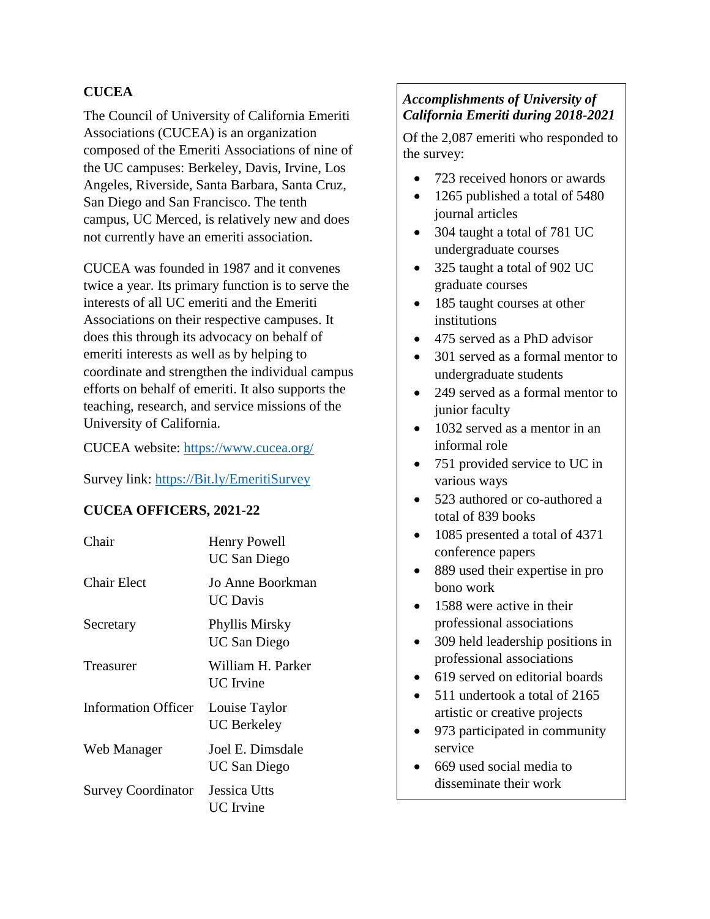## CUCEA

The Council of University of California Emeriti Associations (CUCEA) is an organization composed of the Emeriti Associations of nine of the UC campuses: Berkeley, Davis, Irvine, Los Angeles, Riverside, Santa Barbara, Santa Cruz, San Diego and San Francisco. The tenth campus, UC Merced, is relatively new and does not currently have an emeriti association.

CUCEA was founded in 1987 and it convenes twice a year. Its primary function is to serve the interests of all UC emeriti and the Emeriti Associations on their respective campuses. It does this through its advocacy on behalf of emeriti interests as well as by helping to coordinate and strengthen the individual campus efforts on behalf of emeriti. It also supports the teaching, research, and service missions of the University of California.

CUCEA website: [https://www.cucea.org/](https://www.cucea.org/)

Survey link: [https://Bit.ly/EmeritiSurvey](https://Bit.ly/EmeritiSurvey)

## CUCEA OFFICERS, 2021-22

| | |
|---|---|
| Chair | Henry Powell<br>UC San Diego |
| Chair Elect | Jo Anne Boorkman<br>UC Davis |
| Secretary | Phyllis Mirsky<br>UC San Diego |
| Treasurer | William H. Parker<br>UC Irvine |
| Information Officer | Louise Taylor<br>UC Berkeley |
| Web Manager | Joel E. Dimsdale<br>UC San Diego |
| Survey Coordinator | Jessica Utts<br>UC Irvine |

### *Accomplishments of University of California Emeriti during 2018-2021*

Of the 2,087 emeriti who responded to the survey:

- 723 received honors or awards
- 1265 published a total of 5480 journal articles
- 304 taught a total of 781 UC undergraduate courses
- 325 taught a total of 902 UC graduate courses
- 185 taught courses at other institutions
- 475 served as a PhD advisor
- 301 served as a formal mentor to undergraduate students
- 249 served as a formal mentor to junior faculty
- 1032 served as a mentor in an informal role
- 751 provided service to UC in various ways
- 523 authored or co-authored a total of 839 books
- 1085 presented a total of 4371 conference papers
- 889 used their expertise in pro bono work
- 1588 were active in their professional associations
- 309 held leadership positions in professional associations
- 619 served on editorial boards
- 511 undertook a total of 2165 artistic or creative projects
- 973 participated in community service
- 669 used social media to disseminate their work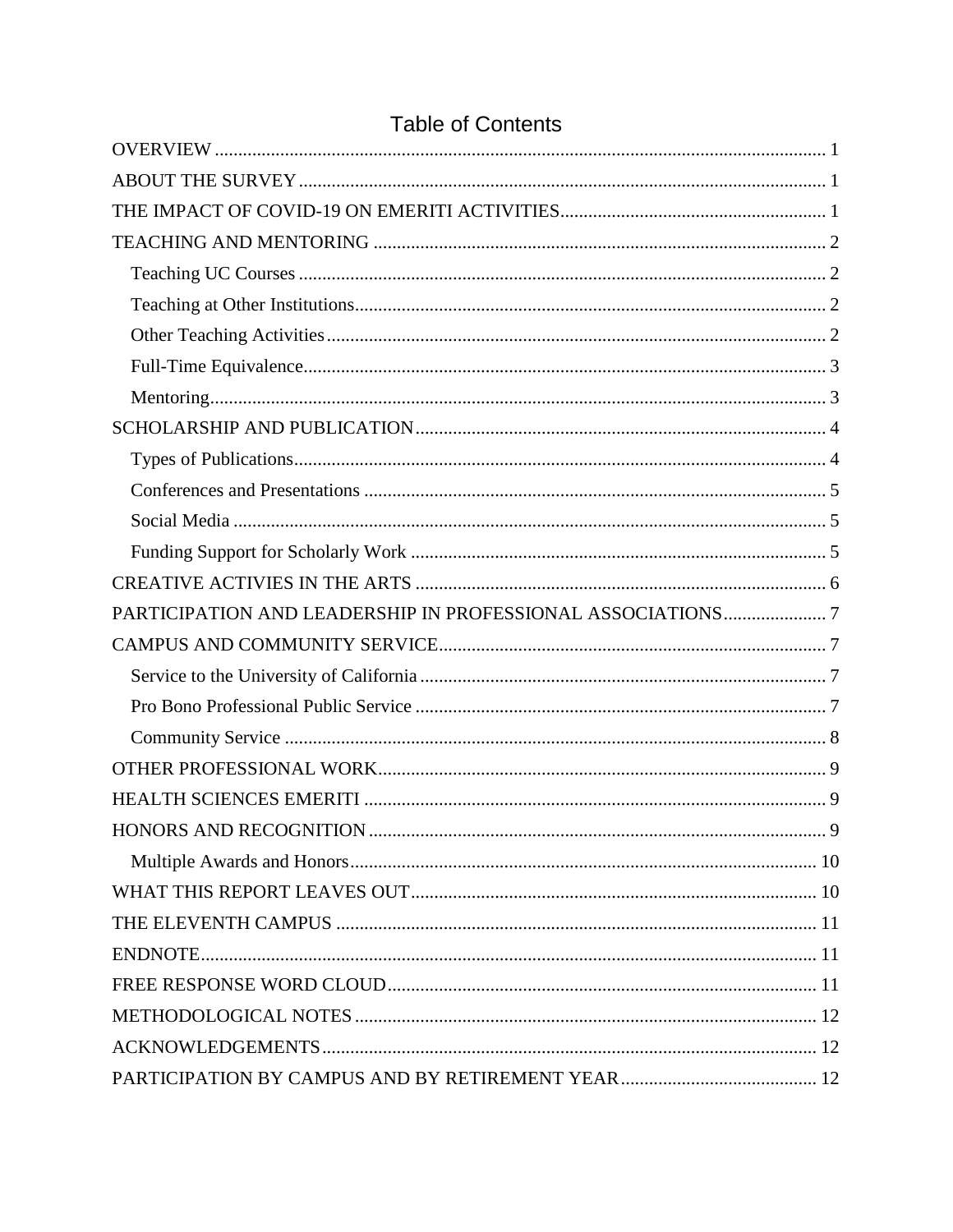# Table of Contents

- OVERVIEW ..... 1
- ABOUT THE SURVEY ..... 1
- THE IMPACT OF COVID-19 ON EMERITI ACTIVITIES ..... 1
- TEACHING AND MENTORING ..... 2
  - Teaching UC Courses ..... 2
  - Teaching at Other Institutions ..... 2
  - Other Teaching Activities ..... 2
  - Full-Time Equivalence ..... 3
  - Mentoring ..... 3
- SCHOLARSHIP AND PUBLICATION ..... 4
  - Types of Publications ..... 4
  - Conferences and Presentations ..... 5
  - Social Media ..... 5
  - Funding Support for Scholarly Work ..... 5
- CREATIVE ACTIVIES IN THE ARTS ..... 6
- PARTICIPATION AND LEADERSHIP IN PROFESSIONAL ASSOCIATIONS ..... 7
- CAMPUS AND COMMUNITY SERVICE ..... 7
  - Service to the University of California ..... 7
  - Pro Bono Professional Public Service ..... 7
  - Community Service ..... 8
- OTHER PROFESSIONAL WORK ..... 9
- HEALTH SCIENCES EMERITI ..... 9
- HONORS AND RECOGNITION ..... 9
  - Multiple Awards and Honors ..... 10
- WHAT THIS REPORT LEAVES OUT ..... 10
- THE ELEVENTH CAMPUS ..... 11
- ENDNOTE ..... 11
- FREE RESPONSE WORD CLOUD ..... 11
- METHODOLOGICAL NOTES ..... 12
- ACKNOWLEDGEMENTS ..... 12
- PARTICIPATION BY CAMPUS AND BY RETIREMENT YEAR ..... 12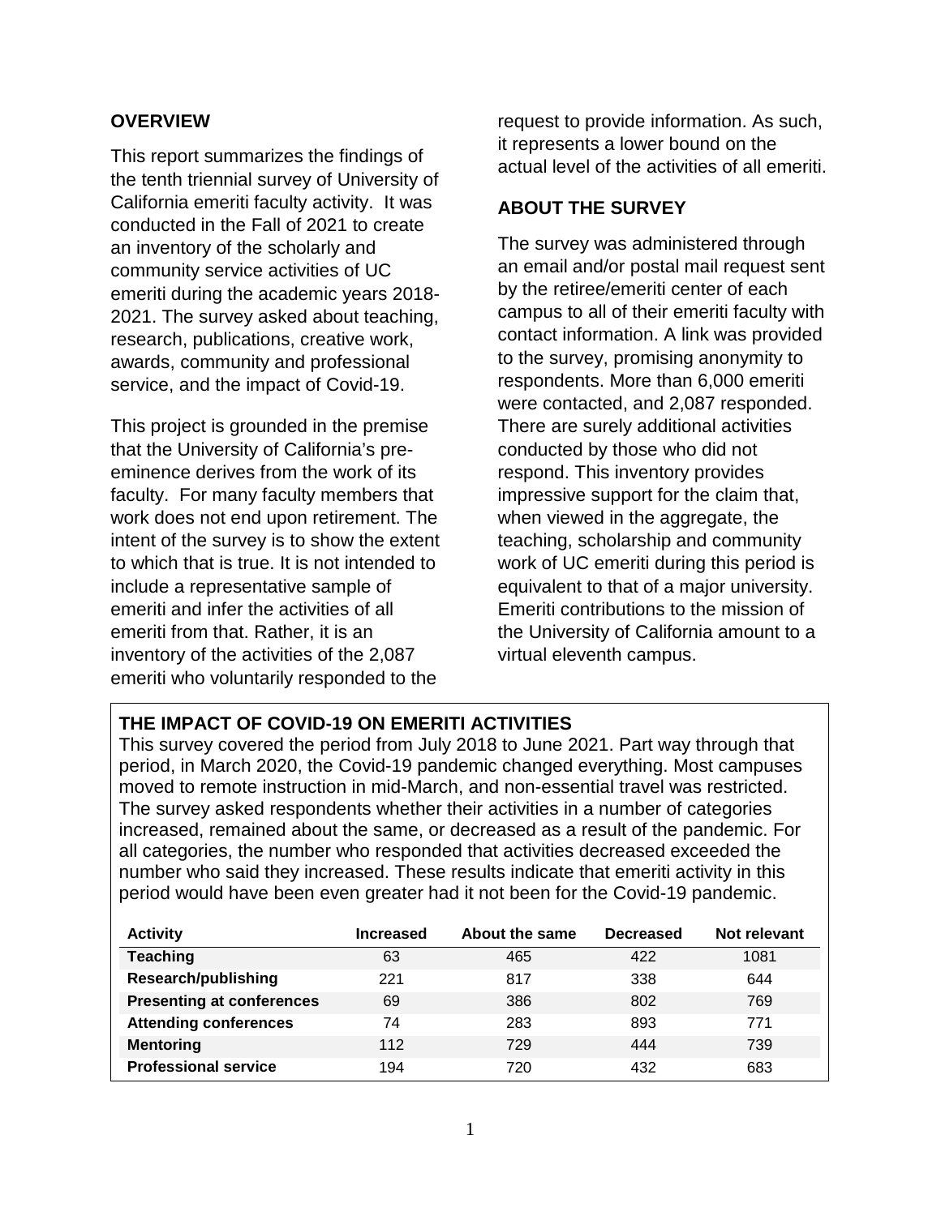## OVERVIEW

This report summarizes the findings of the tenth triennial survey of University of California emeriti faculty activity. It was conducted in the Fall of 2021 to create an inventory of the scholarly and community service activities of UC emeriti during the academic years 2018-2021. The survey asked about teaching, research, publications, creative work, awards, community and professional service, and the impact of Covid-19.

This project is grounded in the premise that the University of California's pre-eminence derives from the work of its faculty. For many faculty members that work does not end upon retirement. The intent of the survey is to show the extent to which that is true. It is not intended to include a representative sample of emeriti and infer the activities of all emeriti from that. Rather, it is an inventory of the activities of the 2,087 emeriti who voluntarily responded to the request to provide information. As such, it represents a lower bound on the actual level of the activities of all emeriti.

## ABOUT THE SURVEY

The survey was administered through an email and/or postal mail request sent by the retiree/emeriti center of each campus to all of their emeriti faculty with contact information. A link was provided to the survey, promising anonymity to respondents. More than 6,000 emeriti were contacted, and 2,087 responded. There are surely additional activities conducted by those who did not respond. This inventory provides impressive support for the claim that, when viewed in the aggregate, the teaching, scholarship and community work of UC emeriti during this period is equivalent to that of a major university. Emeriti contributions to the mission of the University of California amount to a virtual eleventh campus.

### THE IMPACT OF COVID-19 ON EMERITI ACTIVITIES

This survey covered the period from July 2018 to June 2021. Part way through that period, in March 2020, the Covid-19 pandemic changed everything. Most campuses moved to remote instruction in mid-March, and non-essential travel was restricted. The survey asked respondents whether their activities in a number of categories increased, remained about the same, or decreased as a result of the pandemic. For all categories, the number who responded that activities decreased exceeded the number who said they increased. These results indicate that emeriti activity in this period would have been even greater had it not been for the Covid-19 pandemic.

| Activity | Increased | About the same | Decreased | Not relevant |
|---|---|---|---|---|
| **Teaching** | 63 | 465 | 422 | 1081 |
| **Research/publishing** | 221 | 817 | 338 | 644 |
| **Presenting at conferences** | 69 | 386 | 802 | 769 |
| **Attending conferences** | 74 | 283 | 893 | 771 |
| **Mentoring** | 112 | 729 | 444 | 739 |
| **Professional service** | 194 | 720 | 432 | 683 |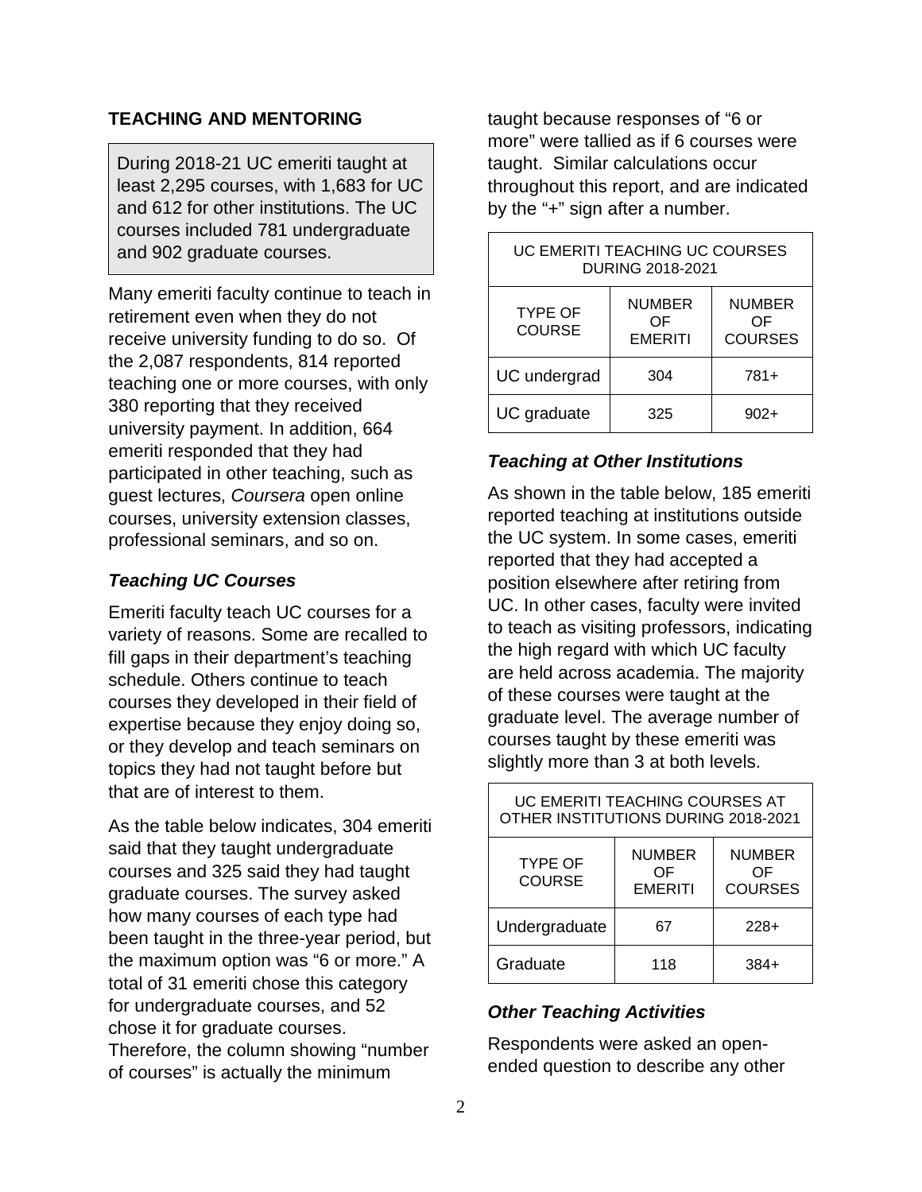## TEACHING AND MENTORING

During 2018-21 UC emeriti taught at least 2,295 courses, with 1,683 for UC and 612 for other institutions. The UC courses included 781 undergraduate and 902 graduate courses.

Many emeriti faculty continue to teach in retirement even when they do not receive university funding to do so. Of the 2,087 respondents, 814 reported teaching one or more courses, with only 380 reporting that they received university payment. In addition, 664 emeriti responded that they had participated in other teaching, such as guest lectures, *Coursera* open online courses, university extension classes, professional seminars, and so on.

### *Teaching UC Courses*

Emeriti faculty teach UC courses for a variety of reasons. Some are recalled to fill gaps in their department's teaching schedule. Others continue to teach courses they developed in their field of expertise because they enjoy doing so, or they develop and teach seminars on topics they had not taught before but that are of interest to them.

As the table below indicates, 304 emeriti said that they taught undergraduate courses and 325 said they had taught graduate courses. The survey asked how many courses of each type had been taught in the three-year period, but the maximum option was "6 or more." A total of 31 emeriti chose this category for undergraduate courses, and 52 chose it for graduate courses. Therefore, the column showing "number of courses" is actually the minimum taught because responses of "6 or more" were tallied as if 6 courses were taught. Similar calculations occur throughout this report, and are indicated by the "+" sign after a number.

| UC EMERITI TEACHING UC COURSES DURING 2018-2021 | | |
|---|---|---|
| TYPE OF COURSE | NUMBER OF EMERITI | NUMBER OF COURSES |
| UC undergrad | 304 | 781+ |
| UC graduate | 325 | 902+ |

### *Teaching at Other Institutions*

As shown in the table below, 185 emeriti reported teaching at institutions outside the UC system. In some cases, emeriti reported that they had accepted a position elsewhere after retiring from UC. In other cases, faculty were invited to teach as visiting professors, indicating the high regard with which UC faculty are held across academia. The majority of these courses were taught at the graduate level. The average number of courses taught by these emeriti was slightly more than 3 at both levels.

| UC EMERITI TEACHING COURSES AT OTHER INSTITUTIONS DURING 2018-2021 | | |
|---|---|---|
| TYPE OF COURSE | NUMBER OF EMERITI | NUMBER OF COURSES |
| Undergraduate | 67 | 228+ |
| Graduate | 118 | 384+ |

### *Other Teaching Activities*

Respondents were asked an open-ended question to describe any other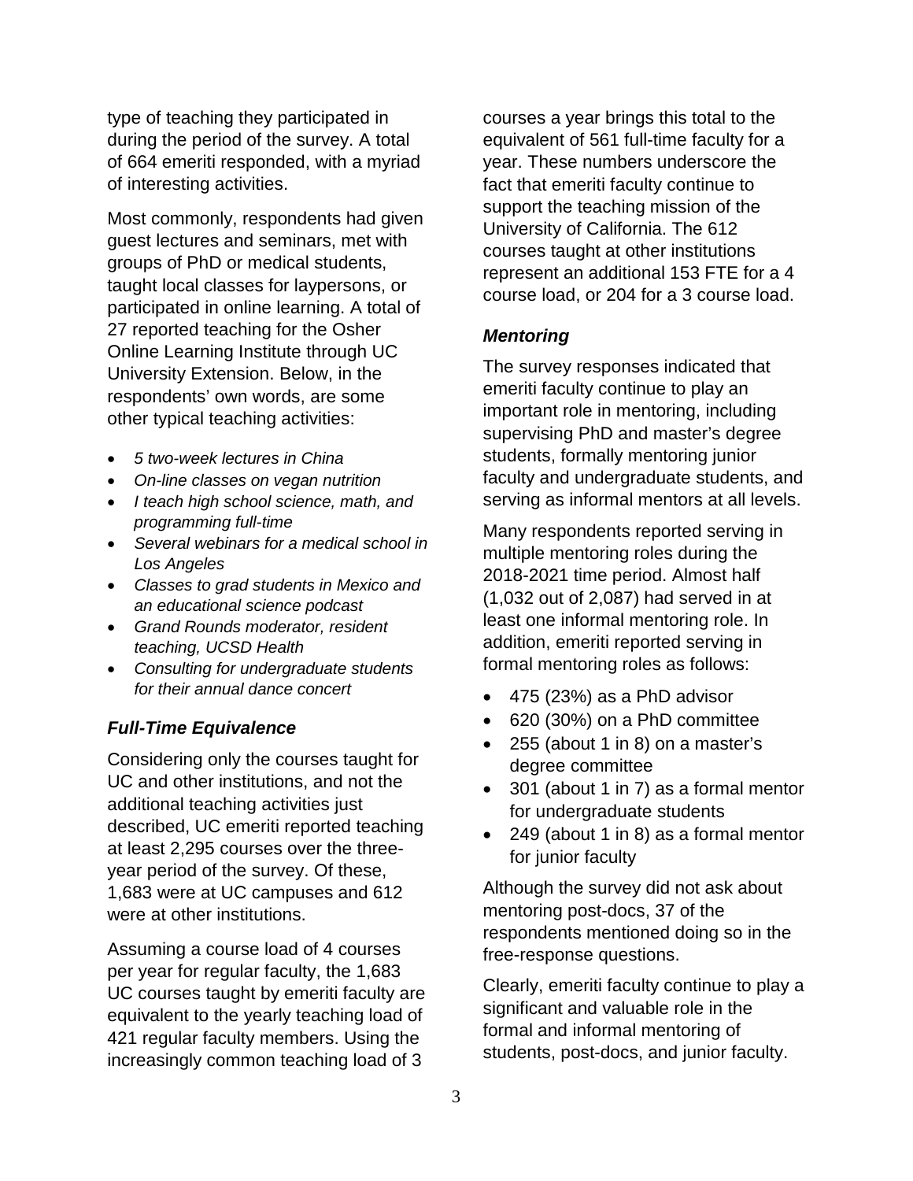type of teaching they participated in during the period of the survey. A total of 664 emeriti responded, with a myriad of interesting activities.

Most commonly, respondents had given guest lectures and seminars, met with groups of PhD or medical students, taught local classes for laypersons, or participated in online learning. A total of 27 reported teaching for the Osher Online Learning Institute through UC University Extension. Below, in the respondents' own words, are some other typical teaching activities:

- *5 two-week lectures in China*
- *On-line classes on vegan nutrition*
- *I teach high school science, math, and programming full-time*
- *Several webinars for a medical school in Los Angeles*
- *Classes to grad students in Mexico and an educational science podcast*
- *Grand Rounds moderator, resident teaching, UCSD Health*
- *Consulting for undergraduate students for their annual dance concert*

### *Full-Time Equivalence*

Considering only the courses taught for UC and other institutions, and not the additional teaching activities just described, UC emeriti reported teaching at least 2,295 courses over the three-year period of the survey. Of these, 1,683 were at UC campuses and 612 were at other institutions.

Assuming a course load of 4 courses per year for regular faculty, the 1,683 UC courses taught by emeriti faculty are equivalent to the yearly teaching load of 421 regular faculty members. Using the increasingly common teaching load of 3 courses a year brings this total to the equivalent of 561 full-time faculty for a year. These numbers underscore the fact that emeriti faculty continue to support the teaching mission of the University of California. The 612 courses taught at other institutions represent an additional 153 FTE for a 4 course load, or 204 for a 3 course load.

### *Mentoring*

The survey responses indicated that emeriti faculty continue to play an important role in mentoring, including supervising PhD and master's degree students, formally mentoring junior faculty and undergraduate students, and serving as informal mentors at all levels.

Many respondents reported serving in multiple mentoring roles during the 2018-2021 time period. Almost half (1,032 out of 2,087) had served in at least one informal mentoring role. In addition, emeriti reported serving in formal mentoring roles as follows:

- 475 (23%) as a PhD advisor
- 620 (30%) on a PhD committee
- 255 (about 1 in 8) on a master's degree committee
- 301 (about 1 in 7) as a formal mentor for undergraduate students
- 249 (about 1 in 8) as a formal mentor for junior faculty

Although the survey did not ask about mentoring post-docs, 37 of the respondents mentioned doing so in the free-response questions.

Clearly, emeriti faculty continue to play a significant and valuable role in the formal and informal mentoring of students, post-docs, and junior faculty.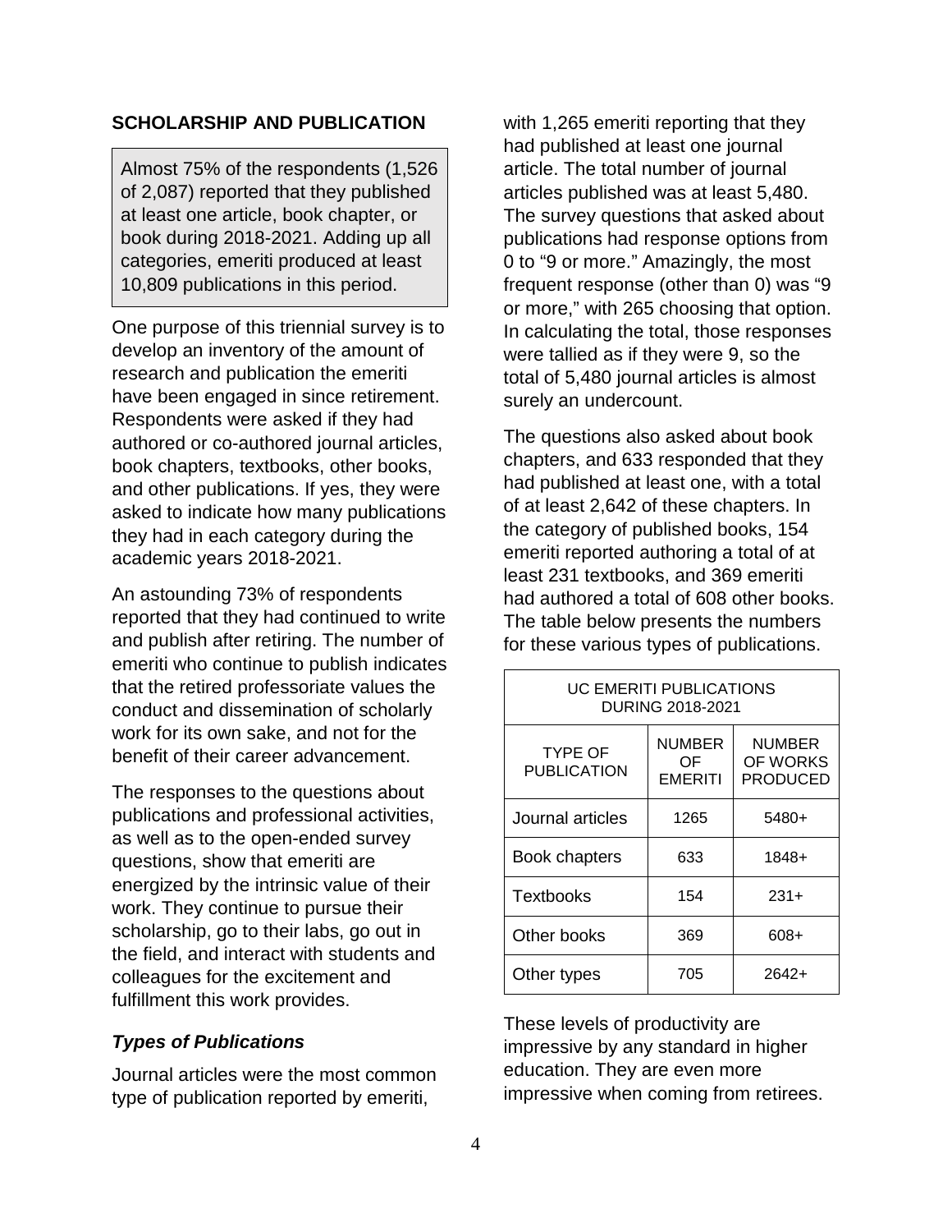## SCHOLARSHIP AND PUBLICATION

Almost 75% of the respondents (1,526 of 2,087) reported that they published at least one article, book chapter, or book during 2018-2021. Adding up all categories, emeriti produced at least 10,809 publications in this period.

One purpose of this triennial survey is to develop an inventory of the amount of research and publication the emeriti have been engaged in since retirement. Respondents were asked if they had authored or co-authored journal articles, book chapters, textbooks, other books, and other publications. If yes, they were asked to indicate how many publications they had in each category during the academic years 2018-2021.

An astounding 73% of respondents reported that they had continued to write and publish after retiring. The number of emeriti who continue to publish indicates that the retired professoriate values the conduct and dissemination of scholarly work for its own sake, and not for the benefit of their career advancement.

The responses to the questions about publications and professional activities, as well as to the open-ended survey questions, show that emeriti are energized by the intrinsic value of their work. They continue to pursue their scholarship, go to their labs, go out in the field, and interact with students and colleagues for the excitement and fulfillment this work provides.

### *Types of Publications*

Journal articles were the most common type of publication reported by emeriti, with 1,265 emeriti reporting that they had published at least one journal article. The total number of journal articles published was at least 5,480. The survey questions that asked about publications had response options from 0 to "9 or more." Amazingly, the most frequent response (other than 0) was "9 or more," with 265 choosing that option. In calculating the total, those responses were tallied as if they were 9, so the total of 5,480 journal articles is almost surely an undercount.

The questions also asked about book chapters, and 633 responded that they had published at least one, with a total of at least 2,642 of these chapters. In the category of published books, 154 emeriti reported authoring a total of at least 231 textbooks, and 369 emeriti had authored a total of 608 other books. The table below presents the numbers for these various types of publications.

UC EMERITI PUBLICATIONS DURING 2018-2021

| TYPE OF PUBLICATION | NUMBER OF EMERITI | NUMBER OF WORKS PRODUCED |
|---|---|---|
| Journal articles | 1265 | 5480+ |
| Book chapters | 633 | 1848+ |
| Textbooks | 154 | 231+ |
| Other books | 369 | 608+ |
| Other types | 705 | 2642+ |

These levels of productivity are impressive by any standard in higher education. They are even more impressive when coming from retirees.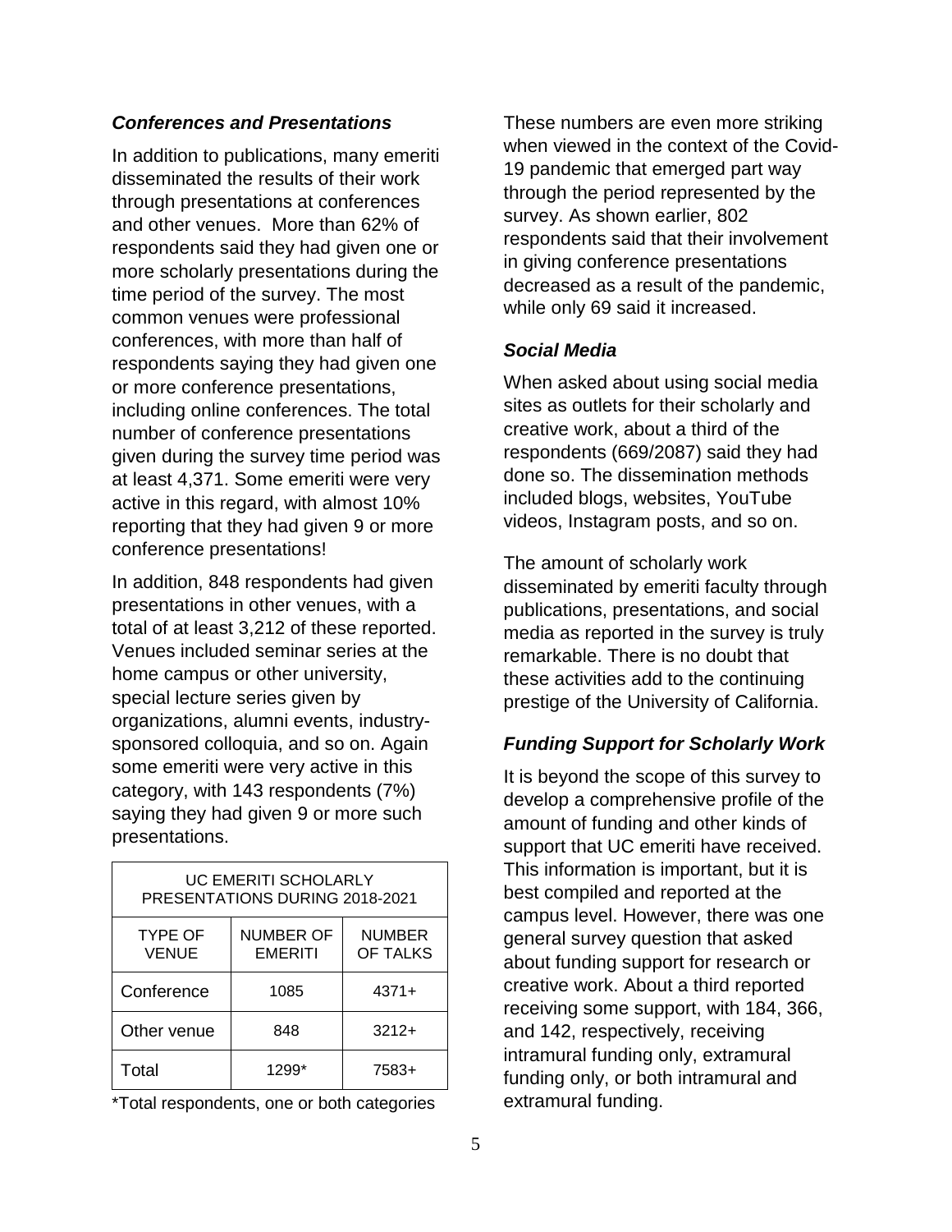### *Conferences and Presentations*

In addition to publications, many emeriti disseminated the results of their work through presentations at conferences and other venues. More than 62% of respondents said they had given one or more scholarly presentations during the time period of the survey. The most common venues were professional conferences, with more than half of respondents saying they had given one or more conference presentations, including online conferences. The total number of conference presentations given during the survey time period was at least 4,371. Some emeriti were very active in this regard, with almost 10% reporting that they had given 9 or more conference presentations!

In addition, 848 respondents had given presentations in other venues, with a total of at least 3,212 of these reported. Venues included seminar series at the home campus or other university, special lecture series given by organizations, alumni events, industry-sponsored colloquia, and so on. Again some emeriti were very active in this category, with 143 respondents (7%) saying they had given 9 or more such presentations.

| UC EMERITI SCHOLARLY PRESENTATIONS DURING 2018-2021 | | |
|---|---|---|
| TYPE OF VENUE | NUMBER OF EMERITI | NUMBER OF TALKS |
| Conference | 1085 | 4371+ |
| Other venue | 848 | 3212+ |
| Total | 1299* | 7583+ |

*Total respondents, one or both categories

These numbers are even more striking when viewed in the context of the Covid-19 pandemic that emerged part way through the period represented by the survey. As shown earlier, 802 respondents said that their involvement in giving conference presentations decreased as a result of the pandemic, while only 69 said it increased.

### *Social Media*

When asked about using social media sites as outlets for their scholarly and creative work, about a third of the respondents (669/2087) said they had done so. The dissemination methods included blogs, websites, YouTube videos, Instagram posts, and so on.

The amount of scholarly work disseminated by emeriti faculty through publications, presentations, and social media as reported in the survey is truly remarkable. There is no doubt that these activities add to the continuing prestige of the University of California.

### *Funding Support for Scholarly Work*

It is beyond the scope of this survey to develop a comprehensive profile of the amount of funding and other kinds of support that UC emeriti have received. This information is important, but it is best compiled and reported at the campus level. However, there was one general survey question that asked about funding support for research or creative work. About a third reported receiving some support, with 184, 366, and 142, respectively, receiving intramural funding only, extramural funding only, or both intramural and extramural funding.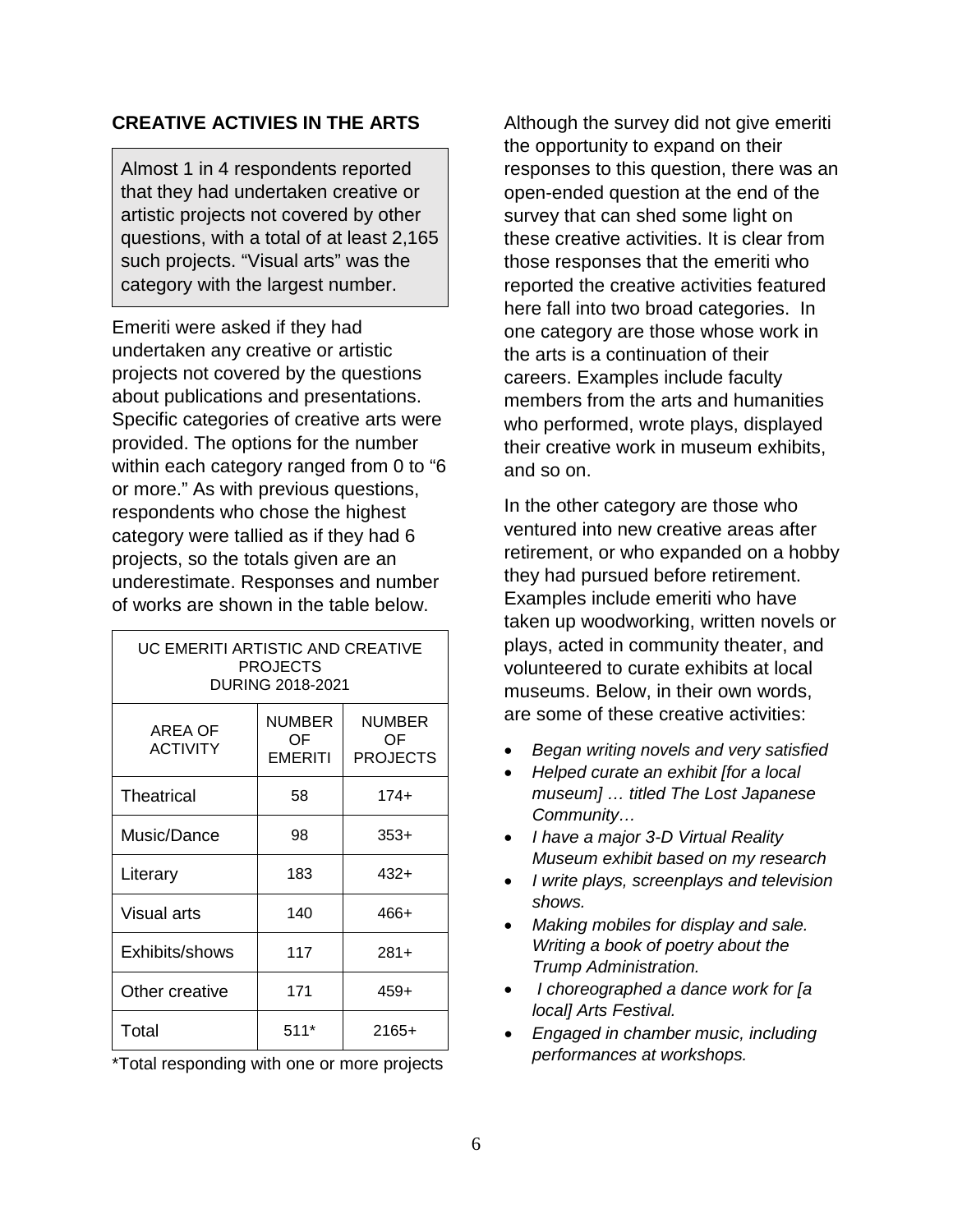## CREATIVE ACTIVIES IN THE ARTS

Almost 1 in 4 respondents reported that they had undertaken creative or artistic projects not covered by other questions, with a total of at least 2,165 such projects. "Visual arts" was the category with the largest number.

Emeriti were asked if they had undertaken any creative or artistic projects not covered by the questions about publications and presentations. Specific categories of creative arts were provided. The options for the number within each category ranged from 0 to "6 or more." As with previous questions, respondents who chose the highest category were tallied as if they had 6 projects, so the totals given are an underestimate. Responses and number of works are shown in the table below.

UC EMERITI ARTISTIC AND CREATIVE PROJECTS DURING 2018-2021

| AREA OF ACTIVITY | NUMBER OF EMERITI | NUMBER OF PROJECTS |
|---|---|---|
| Theatrical | 58 | 174+ |
| Music/Dance | 98 | 353+ |
| Literary | 183 | 432+ |
| Visual arts | 140 | 466+ |
| Exhibits/shows | 117 | 281+ |
| Other creative | 171 | 459+ |
| Total | 511* | 2165+ |

*Total responding with one or more projects

Although the survey did not give emeriti the opportunity to expand on their responses to this question, there was an open-ended question at the end of the survey that can shed some light on these creative activities. It is clear from those responses that the emeriti who reported the creative activities featured here fall into two broad categories. In one category are those whose work in the arts is a continuation of their careers. Examples include faculty members from the arts and humanities who performed, wrote plays, displayed their creative work in museum exhibits, and so on.

In the other category are those who ventured into new creative areas after retirement, or who expanded on a hobby they had pursued before retirement. Examples include emeriti who have taken up woodworking, written novels or plays, acted in community theater, and volunteered to curate exhibits at local museums. Below, in their own words, are some of these creative activities:

- *Began writing novels and very satisfied*
- *Helped curate an exhibit [for a local museum] … titled The Lost Japanese Community…*
- *I have a major 3-D Virtual Reality Museum exhibit based on my research*
- *I write plays, screenplays and television shows.*
- *Making mobiles for display and sale. Writing a book of poetry about the Trump Administration.*
- *I choreographed a dance work for [a local] Arts Festival.*
- *Engaged in chamber music, including performances at workshops.*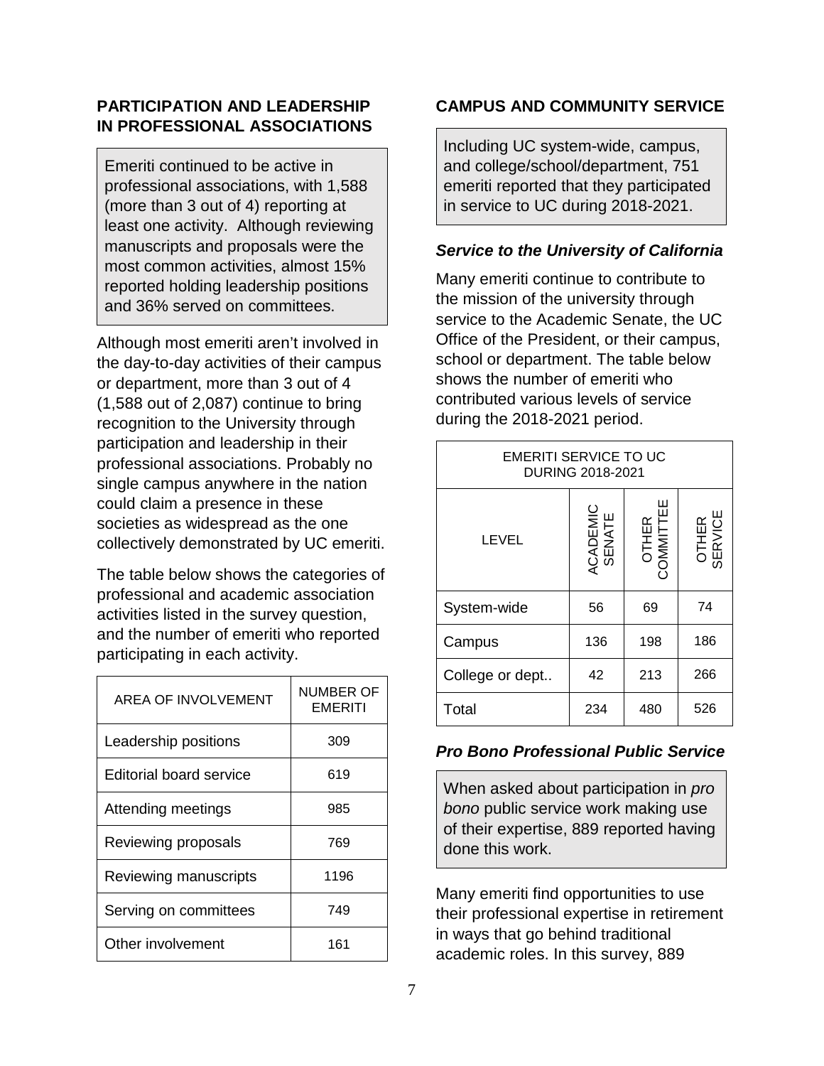## PARTICIPATION AND LEADERSHIP IN PROFESSIONAL ASSOCIATIONS

Emeriti continued to be active in professional associations, with 1,588 (more than 3 out of 4) reporting at least one activity. Although reviewing manuscripts and proposals were the most common activities, almost 15% reported holding leadership positions and 36% served on committees.

Although most emeriti aren't involved in the day-to-day activities of their campus or department, more than 3 out of 4 (1,588 out of 2,087) continue to bring recognition to the University through participation and leadership in their professional associations. Probably no single campus anywhere in the nation could claim a presence in these societies as widespread as the one collectively demonstrated by UC emeriti.

The table below shows the categories of professional and academic association activities listed in the survey question, and the number of emeriti who reported participating in each activity.

| AREA OF INVOLVEMENT | NUMBER OF EMERITI |
|---|---|
| Leadership positions | 309 |
| Editorial board service | 619 |
| Attending meetings | 985 |
| Reviewing proposals | 769 |
| Reviewing manuscripts | 1196 |
| Serving on committees | 749 |
| Other involvement | 161 |

## CAMPUS AND COMMUNITY SERVICE

Including UC system-wide, campus, and college/school/department, 751 emeriti reported that they participated in service to UC during 2018-2021.

### *Service to the University of California*

Many emeriti continue to contribute to the mission of the university through service to the Academic Senate, the UC Office of the President, or their campus, school or department. The table below shows the number of emeriti who contributed various levels of service during the 2018-2021 period.

| EMERITI SERVICE TO UC DURING 2018-2021 | | | |
|---|---|---|---|
| LEVEL | ACADEMIC SENATE | OTHER COMMITTEE | OTHER SERVICE |
| System-wide | 56 | 69 | 74 |
| Campus | 136 | 198 | 186 |
| College or dept.. | 42 | 213 | 266 |
| Total | 234 | 480 | 526 |

### *Pro Bono Professional Public Service*

When asked about participation in *pro bono* public service work making use of their expertise, 889 reported having done this work.

Many emeriti find opportunities to use their professional expertise in retirement in ways that go behind traditional academic roles. In this survey, 889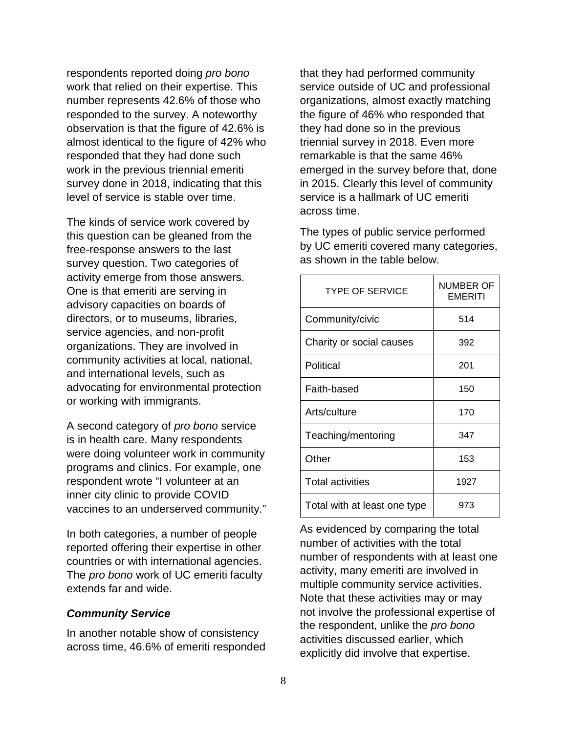respondents reported doing *pro bono* work that relied on their expertise. This number represents 42.6% of those who responded to the survey. A noteworthy observation is that the figure of 42.6% is almost identical to the figure of 42% who responded that they had done such work in the previous triennial emeriti survey done in 2018, indicating that this level of service is stable over time.

The kinds of service work covered by this question can be gleaned from the free-response answers to the last survey question. Two categories of activity emerge from those answers. One is that emeriti are serving in advisory capacities on boards of directors, or to museums, libraries, service agencies, and non-profit organizations. They are involved in community activities at local, national, and international levels, such as advocating for environmental protection or working with immigrants.

A second category of *pro bono* service is in health care. Many respondents were doing volunteer work in community programs and clinics. For example, one respondent wrote "I volunteer at an inner city clinic to provide COVID vaccines to an underserved community."

In both categories, a number of people reported offering their expertise in other countries or with international agencies. The *pro bono* work of UC emeriti faculty extends far and wide.

### *Community Service*

In another notable show of consistency across time, 46.6% of emeriti responded that they had performed community service outside of UC and professional organizations, almost exactly matching the figure of 46% who responded that they had done so in the previous triennial survey in 2018. Even more remarkable is that the same 46% emerged in the survey before that, done in 2015. Clearly this level of community service is a hallmark of UC emeriti across time.

The types of public service performed by UC emeriti covered many categories, as shown in the table below.

| TYPE OF SERVICE | NUMBER OF EMERITI |
|---|---|
| Community/civic | 514 |
| Charity or social causes | 392 |
| Political | 201 |
| Faith-based | 150 |
| Arts/culture | 170 |
| Teaching/mentoring | 347 |
| Other | 153 |
| Total activities | 1927 |
| Total with at least one type | 973 |

As evidenced by comparing the total number of activities with the total number of respondents with at least one activity, many emeriti are involved in multiple community service activities. Note that these activities may or may not involve the professional expertise of the respondent, unlike the *pro bono* activities discussed earlier, which explicitly did involve that expertise.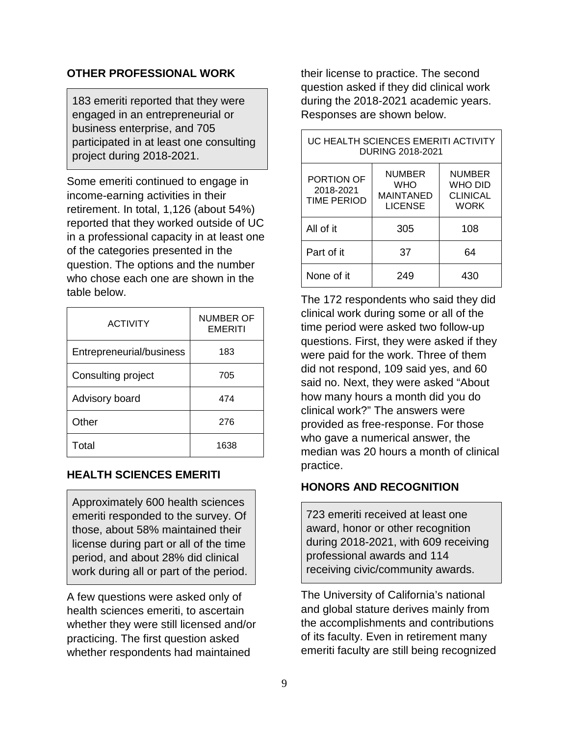## OTHER PROFESSIONAL WORK

183 emeriti reported that they were engaged in an entrepreneurial or business enterprise, and 705 participated in at least one consulting project during 2018-2021.

Some emeriti continued to engage in income-earning activities in their retirement. In total, 1,126 (about 54%) reported that they worked outside of UC in a professional capacity in at least one of the categories presented in the question. The options and the number who chose each one are shown in the table below.

| ACTIVITY | NUMBER OF EMERITI |
|---|---|
| Entrepreneurial/business | 183 |
| Consulting project | 705 |
| Advisory board | 474 |
| Other | 276 |
| Total | 1638 |

## HEALTH SCIENCES EMERITI

Approximately 600 health sciences emeriti responded to the survey. Of those, about 58% maintained their license during part or all of the time period, and about 28% did clinical work during all or part of the period.

A few questions were asked only of health sciences emeriti, to ascertain whether they were still licensed and/or practicing. The first question asked whether respondents had maintained their license to practice. The second question asked if they did clinical work during the 2018-2021 academic years. Responses are shown below.

| UC HEALTH SCIENCES EMERITI ACTIVITY DURING 2018-2021 | | |
|---|---|---|
| PORTION OF 2018-2021 TIME PERIOD | NUMBER WHO MAINTANED LICENSE | NUMBER WHO DID CLINICAL WORK |
| All of it | 305 | 108 |
| Part of it | 37 | 64 |
| None of it | 249 | 430 |

The 172 respondents who said they did clinical work during some or all of the time period were asked two follow-up questions. First, they were asked if they were paid for the work. Three of them did not respond, 109 said yes, and 60 said no. Next, they were asked "About how many hours a month did you do clinical work?" The answers were provided as free-response. For those who gave a numerical answer, the median was 20 hours a month of clinical practice.

## HONORS AND RECOGNITION

723 emeriti received at least one award, honor or other recognition during 2018-2021, with 609 receiving professional awards and 114 receiving civic/community awards.

The University of California's national and global stature derives mainly from the accomplishments and contributions of its faculty. Even in retirement many emeriti faculty are still being recognized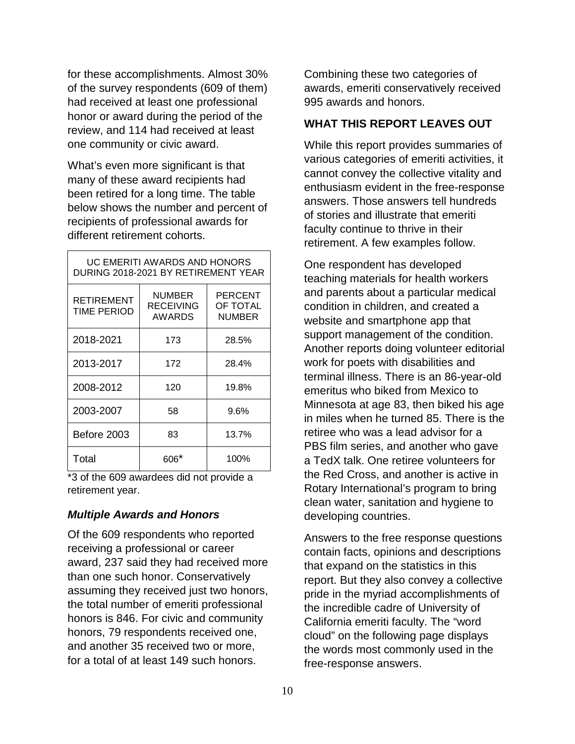for these accomplishments. Almost 30% of the survey respondents (609 of them) had received at least one professional honor or award during the period of the review, and 114 had received at least one community or civic award.

What's even more significant is that many of these award recipients had been retired for a long time. The table below shows the number and percent of recipients of professional awards for different retirement cohorts.

| UC EMERITI AWARDS AND HONORS DURING 2018-2021 BY RETIREMENT YEAR | | |
|---|---|---|
| RETIREMENT TIME PERIOD | NUMBER RECEIVING AWARDS | PERCENT OF TOTAL NUMBER |
| 2018-2021 | 173 | 28.5% |
| 2013-2017 | 172 | 28.4% |
| 2008-2012 | 120 | 19.8% |
| 2003-2007 | 58 | 9.6% |
| Before 2003 | 83 | 13.7% |
| Total | 606* | 100% |

*3 of the 609 awardees did not provide a retirement year.

### *Multiple Awards and Honors*

Of the 609 respondents who reported receiving a professional or career award, 237 said they had received more than one such honor. Conservatively assuming they received just two honors, the total number of emeriti professional honors is 846. For civic and community honors, 79 respondents received one, and another 35 received two or more, for a total of at least 149 such honors.

Combining these two categories of awards, emeriti conservatively received 995 awards and honors.

## WHAT THIS REPORT LEAVES OUT

While this report provides summaries of various categories of emeriti activities, it cannot convey the collective vitality and enthusiasm evident in the free-response answers. Those answers tell hundreds of stories and illustrate that emeriti faculty continue to thrive in their retirement. A few examples follow.

One respondent has developed teaching materials for health workers and parents about a particular medical condition in children, and created a website and smartphone app that support management of the condition. Another reports doing volunteer editorial work for poets with disabilities and terminal illness. There is an 86-year-old emeritus who biked from Mexico to Minnesota at age 83, then biked his age in miles when he turned 85. There is the retiree who was a lead advisor for a PBS film series, and another who gave a TedX talk. One retiree volunteers for the Red Cross, and another is active in Rotary International's program to bring clean water, sanitation and hygiene to developing countries.

Answers to the free response questions contain facts, opinions and descriptions that expand on the statistics in this report. But they also convey a collective pride in the myriad accomplishments of the incredible cadre of University of California emeriti faculty. The "word cloud" on the following page displays the words most commonly used in the free-response answers.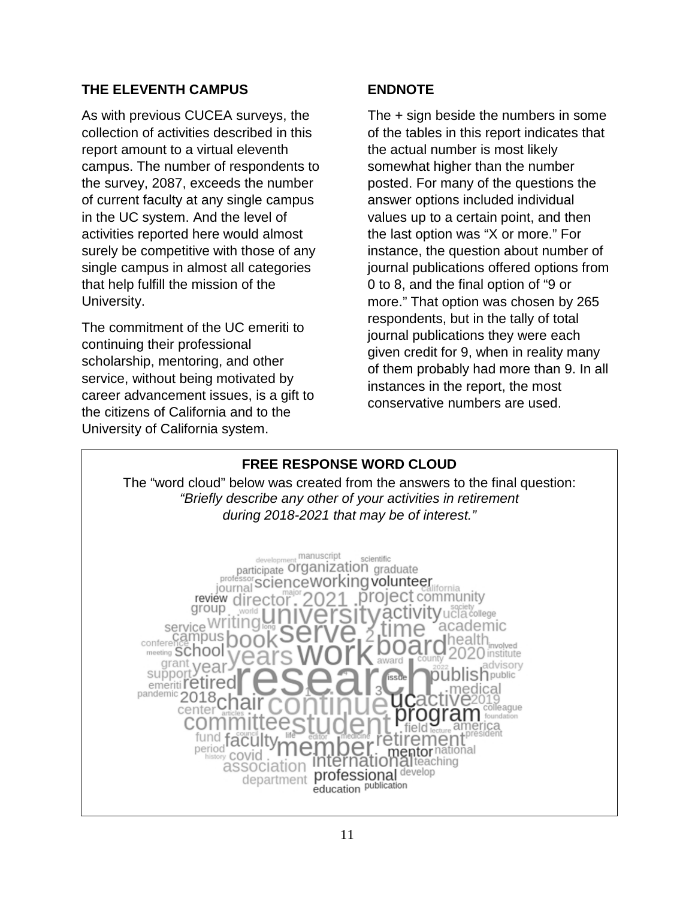## THE ELEVENTH CAMPUS

As with previous CUCEA surveys, the collection of activities described in this report amount to a virtual eleventh campus. The number of respondents to the survey, 2087, exceeds the number of current faculty at any single campus in the UC system. And the level of activities reported here would almost surely be competitive with those of any single campus in almost all categories that help fulfill the mission of the University.

The commitment of the UC emeriti to continuing their professional scholarship, mentoring, and other service, without being motivated by career advancement issues, is a gift to the citizens of California and to the University of California system.

## ENDNOTE

The + sign beside the numbers in some of the tables in this report indicates that the actual number is most likely somewhat higher than the number posted. For many of the questions the answer options included individual values up to a certain point, and then the last option was "X or more." For instance, the question about number of journal publications offered options from 0 to 8, and the final option of "9 or more." That option was chosen by 265 respondents, but in the tally of total journal publications they were each given credit for 9, when in reality many of them probably had more than 9. In all instances in the report, the most conservative numbers are used.

## FREE RESPONSE WORD CLOUD

The "word cloud" below was created from the answers to the final question: *"Briefly describe any other of your activities in retirement during 2018-2021 that may be of interest."*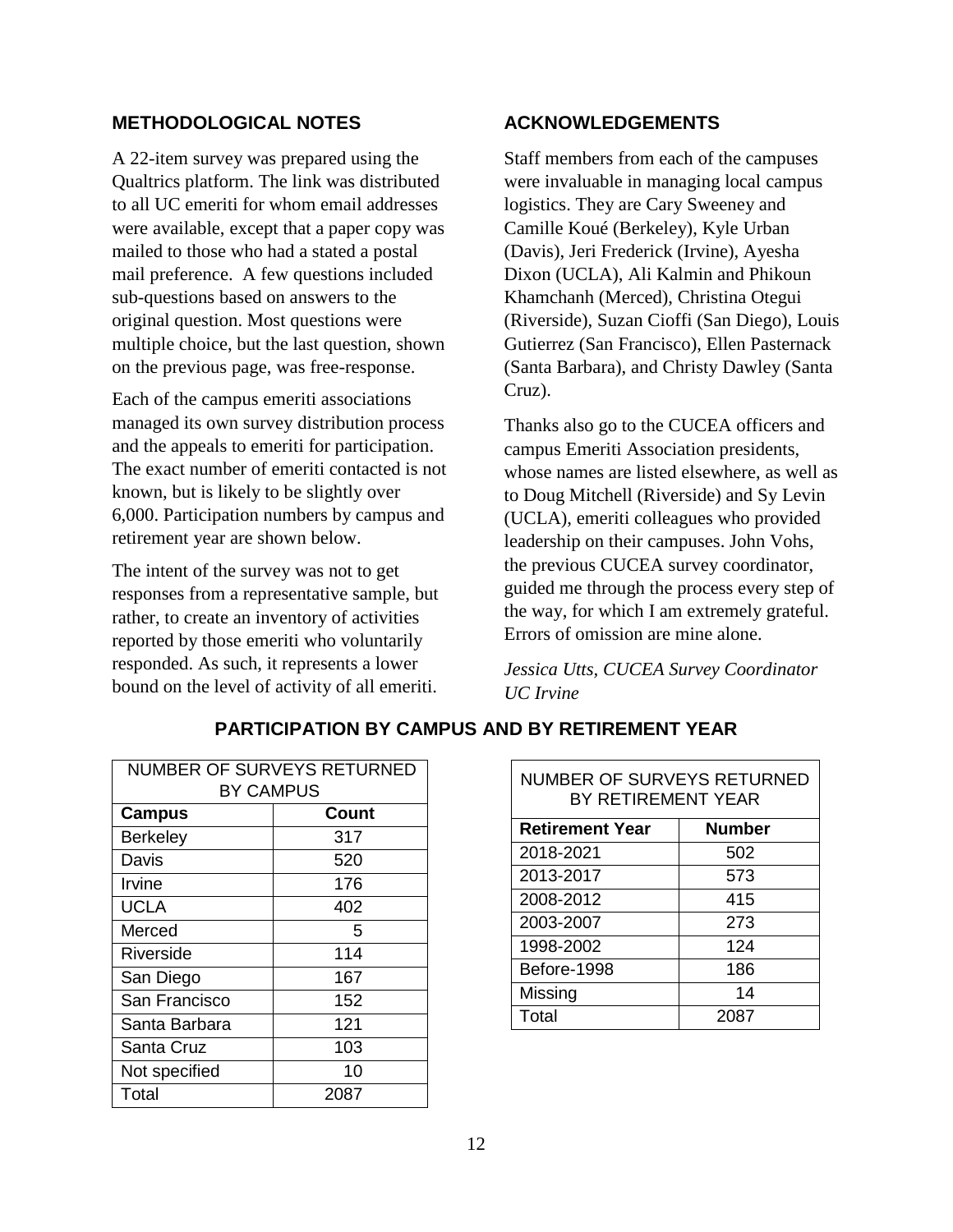## METHODOLOGICAL NOTES

A 22-item survey was prepared using the Qualtrics platform. The link was distributed to all UC emeriti for whom email addresses were available, except that a paper copy was mailed to those who had a stated a postal mail preference. A few questions included sub-questions based on answers to the original question. Most questions were multiple choice, but the last question, shown on the previous page, was free-response.

Each of the campus emeriti associations managed its own survey distribution process and the appeals to emeriti for participation. The exact number of emeriti contacted is not known, but is likely to be slightly over 6,000. Participation numbers by campus and retirement year are shown below.

The intent of the survey was not to get responses from a representative sample, but rather, to create an inventory of activities reported by those emeriti who voluntarily responded. As such, it represents a lower bound on the level of activity of all emeriti.

## ACKNOWLEDGEMENTS

Staff members from each of the campuses were invaluable in managing local campus logistics. They are Cary Sweeney and Camille Koué (Berkeley), Kyle Urban (Davis), Jeri Frederick (Irvine), Ayesha Dixon (UCLA), Ali Kalmin and Phikoun Khamchanh (Merced), Christina Otegui (Riverside), Suzan Cioffi (San Diego), Louis Gutierrez (San Francisco), Ellen Pasternack (Santa Barbara), and Christy Dawley (Santa Cruz).

Thanks also go to the CUCEA officers and campus Emeriti Association presidents, whose names are listed elsewhere, as well as to Doug Mitchell (Riverside) and Sy Levin (UCLA), emeriti colleagues who provided leadership on their campuses. John Vohs, the previous CUCEA survey coordinator, guided me through the process every step of the way, for which I am extremely grateful. Errors of omission are mine alone.

*Jessica Utts, CUCEA Survey Coordinator*
*UC Irvine*

## PARTICIPATION BY CAMPUS AND BY RETIREMENT YEAR

NUMBER OF SURVEYS RETURNED BY CAMPUS

| Campus | Count |
|---|---|
| Berkeley | 317 |
| Davis | 520 |
| Irvine | 176 |
| UCLA | 402 |
| Merced | 5 |
| Riverside | 114 |
| San Diego | 167 |
| San Francisco | 152 |
| Santa Barbara | 121 |
| Santa Cruz | 103 |
| Not specified | 10 |
| Total | 2087 |

NUMBER OF SURVEYS RETURNED BY RETIREMENT YEAR

| Retirement Year | Number |
|---|---|
| 2018-2021 | 502 |
| 2013-2017 | 573 |
| 2008-2012 | 415 |
| 2003-2007 | 273 |
| 1998-2002 | 124 |
| Before-1998 | 186 |
| Missing | 14 |
| Total | 2087 |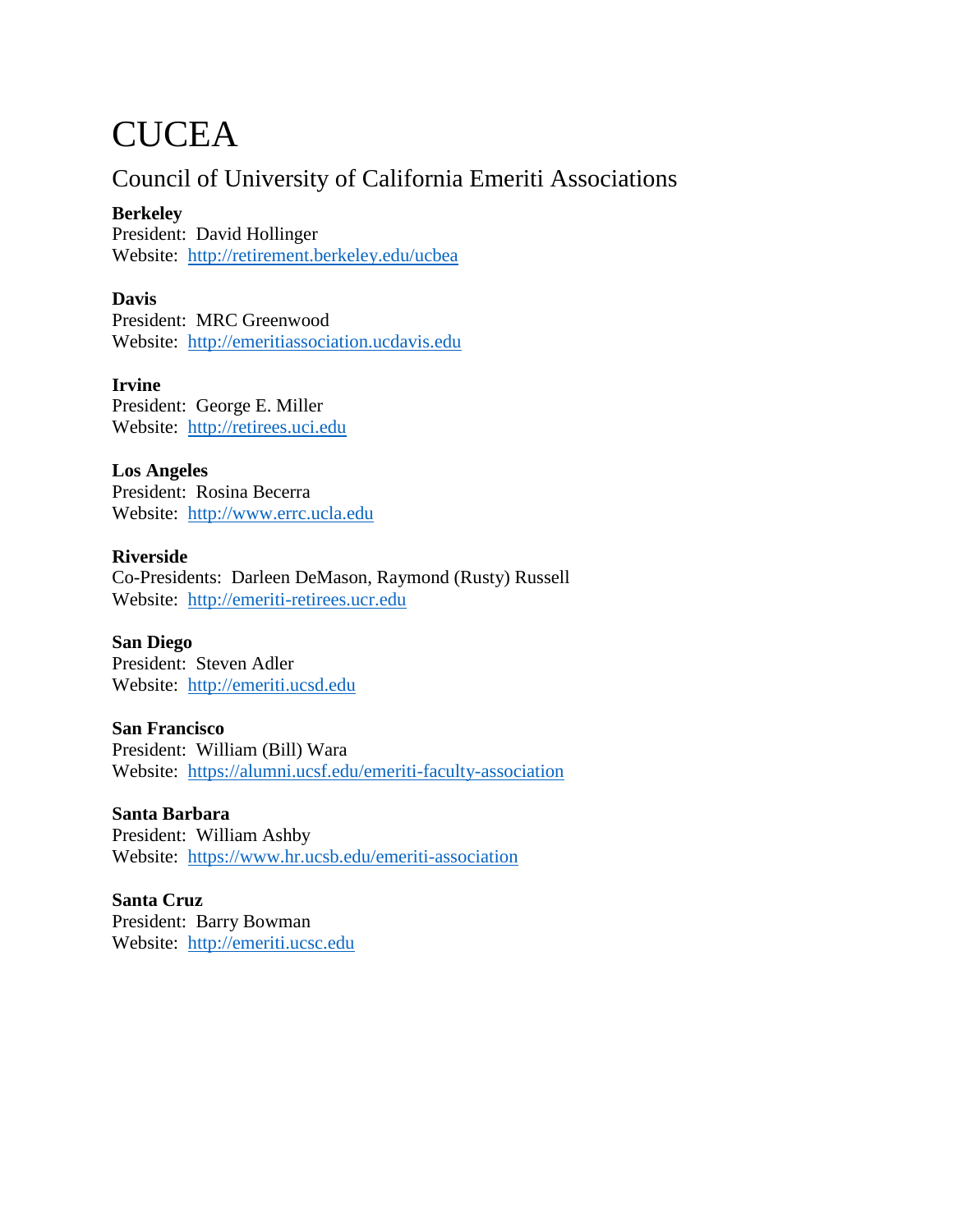# CUCEA

## Council of University of California Emeriti Associations

**Berkeley**
President: David Hollinger
Website: http://retirement.berkeley.edu/ucbea

**Davis**
President: MRC Greenwood
Website: http://emeritiassociation.ucdavis.edu

**Irvine**
President: George E. Miller
Website: http://retirees.uci.edu

**Los Angeles**
President: Rosina Becerra
Website: http://www.errc.ucla.edu

**Riverside**
Co-Presidents: Darleen DeMason, Raymond (Rusty) Russell
Website: http://emeriti-retirees.ucr.edu

**San Diego**
President: Steven Adler
Website: http://emeriti.ucsd.edu

**San Francisco**
President: William (Bill) Wara
Website: https://alumni.ucsf.edu/emeriti-faculty-association

**Santa Barbara**
President: William Ashby
Website: https://www.hr.ucsb.edu/emeriti-association

**Santa Cruz**
President: Barry Bowman
Website: http://emeriti.ucsc.edu